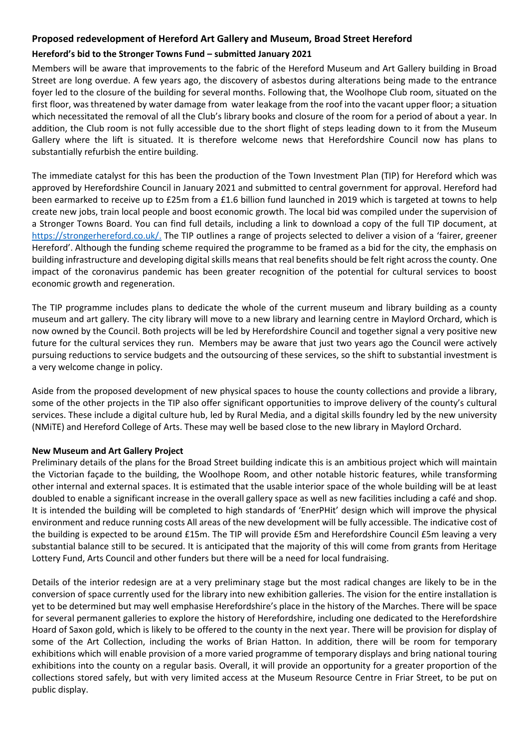## Proposed redevelopment of Hereford Art Gallery and Museum, Broad Street Hereford

### Hereford's bid to the Stronger Towns Fund – submitted January 2021

Members will be aware that improvements to the fabric of the Hereford Museum and Art Gallery building in Broad Street are long overdue. A few years ago, the discovery of asbestos during alterations being made to the entrance foyer led to the closure of the building for several months. Following that, the Woolhope Club room, situated on the first floor, was threatened by water damage from water leakage from the roof into the vacant upper floor; a situation which necessitated the removal of all the Club's library books and closure of the room for a period of about a year. In addition, the Club room is not fully accessible due to the short flight of steps leading down to it from the Museum Gallery where the lift is situated. It is therefore welcome news that Herefordshire Council now has plans to substantially refurbish the entire building.

The immediate catalyst for this has been the production of the Town Investment Plan (TIP) for Hereford which was approved by Herefordshire Council in January 2021 and submitted to central government for approval. Hereford had been earmarked to receive up to £25m from a £1.6 billion fund launched in 2019 which is targeted at towns to help create new jobs, train local people and boost economic growth. The local bid was compiled under the supervision of a Stronger Towns Board. You can find full details, including a link to download a copy of the full TIP document, at [https://strongerhereford.co.uk/.](https://strongerhereford.co.uk/) The TIP outlines a range of projects selected to deliver a vision of a 'fairer, greener Hereford'. Although the funding scheme required the programme to be framed as a bid for the city, the emphasis on building infrastructure and developing digital skills means that real benefits should be felt right across the county. One impact of the coronavirus pandemic has been greater recognition of the potential for cultural services to boost economic growth and regeneration.

The TIP programme includes plans to dedicate the whole of the current museum and library building as a county museum and art gallery. The city library will move to a new library and learning centre in Maylord Orchard, which is now owned by the Council. Both projects will be led by Herefordshire Council and together signal a very positive new future for the cultural services they run. Members may be aware that just two years ago the Council were actively pursuing reductions to service budgets and the outsourcing of these services, so the shift to substantial investment is a very welcome change in policy.

Aside from the proposed development of new physical spaces to house the county collections and provide a library, some of the other projects in the TIP also offer significant opportunities to improve delivery of the county's cultural services. These include a digital culture hub, led by Rural Media, and a digital skills foundry led by the new university (NMiTE) and Hereford College of Arts. These may well be based close to the new library in Maylord Orchard.

### New Museum and Art Gallery Project

Preliminary details of the plans for the Broad Street building indicate this is an ambitious project which will maintain the Victorian façade to the building, the Woolhope Room, and other notable historic features, while transforming other internal and external spaces. It is estimated that the usable interior space of the whole building will be at least doubled to enable a significant increase in the overall gallery space as well as new facilities including a café and shop. It is intended the building will be completed to high standards of 'EnerPHit' design which will improve the physical environment and reduce running costs All areas of the new development will be fully accessible. The indicative cost of the building is expected to be around £15m. The TIP will provide £5m and Herefordshire Council £5m leaving a very substantial balance still to be secured. It is anticipated that the majority of this will come from grants from Heritage Lottery Fund, Arts Council and other funders but there will be a need for local fundraising.

Details of the interior redesign are at a very preliminary stage but the most radical changes are likely to be in the conversion of space currently used for the library into new exhibition galleries. The vision for the entire installation is yet to be determined but may well emphasise Herefordshire's place in the history of the Marches. There will be space for several permanent galleries to explore the history of Herefordshire, including one dedicated to the Herefordshire Hoard of Saxon gold, which is likely to be offered to the county in the next year. There will be provision for display of some of the Art Collection, including the works of Brian Hatton. In addition, there will be room for temporary exhibitions which will enable provision of a more varied programme of temporary displays and bring national touring exhibitions into the county on a regular basis. Overall, it will provide an opportunity for a greater proportion of the collections stored safely, but with very limited access at the Museum Resource Centre in Friar Street, to be put on public display.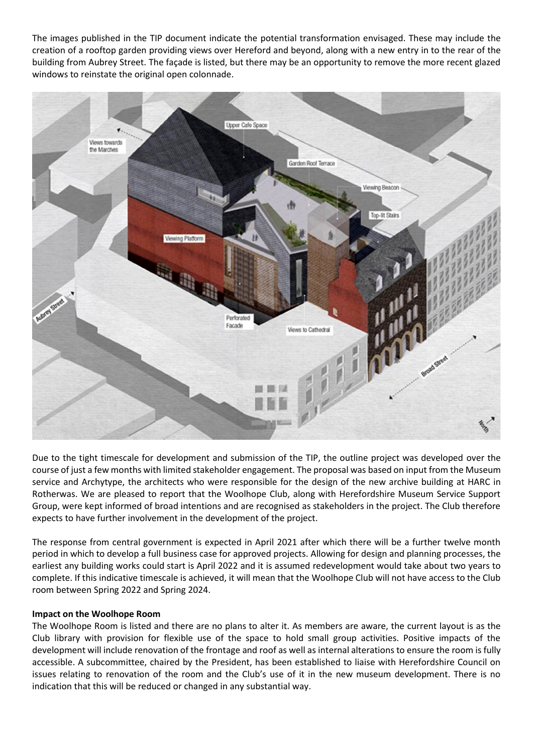The images published in the TIP document indicate the potential transformation envisaged. These may include the creation of a rooftop garden providing views over Hereford and beyond, along with a new entry in to the rear of the building from Aubrey Street. The façade is listed, but there may be an opportunity to remove the more recent glazed windows to reinstate the original open colonnade.

Due to the tight timescale for development and submission of the TIP, the outline project was developed over the course of just a few months with limited stakeholder engagement. The proposal was based on input from the Museum service and Archytype, the architects who were responsible for the design of the new archive building at HARC in Rotherwas. We are pleased to report that the Woolhope Club, along with Herefordshire Museum Service Support Group, were kept informed of broad intentions and are recognised as stakeholders in the project. The Club therefore expects to have further involvement in the development of the project.

The response from central government is expected in April 2021 after which there will be a further twelve month period in which to develop a full business case for approved projects. Allowing for design and planning processes, the earliest any building works could start is April 2022 and it is assumed redevelopment would take about two years to complete. If this indicative timescale is achieved, it will mean that the Woolhope Club will not have access to the Club room between Spring 2022 and Spring 2024.

**Impact on the Woolhope Room**

The Woolhope Room is listed and there are no plans to alter it. As members are aware, the current layout is as the Club library with provision for flexible use of the space to hold small group activities. Positive impacts of the development will include renovation of the frontage and roof as well as internal alterations to ensure the room is fully accessible. A subcommittee, chaired by the President, has been established to liaise with Herefordshire Council on issues relating to renovation of the room and the Club's use of it in the new museum development. There is no indication that this will be reduced or changed in any substantial way.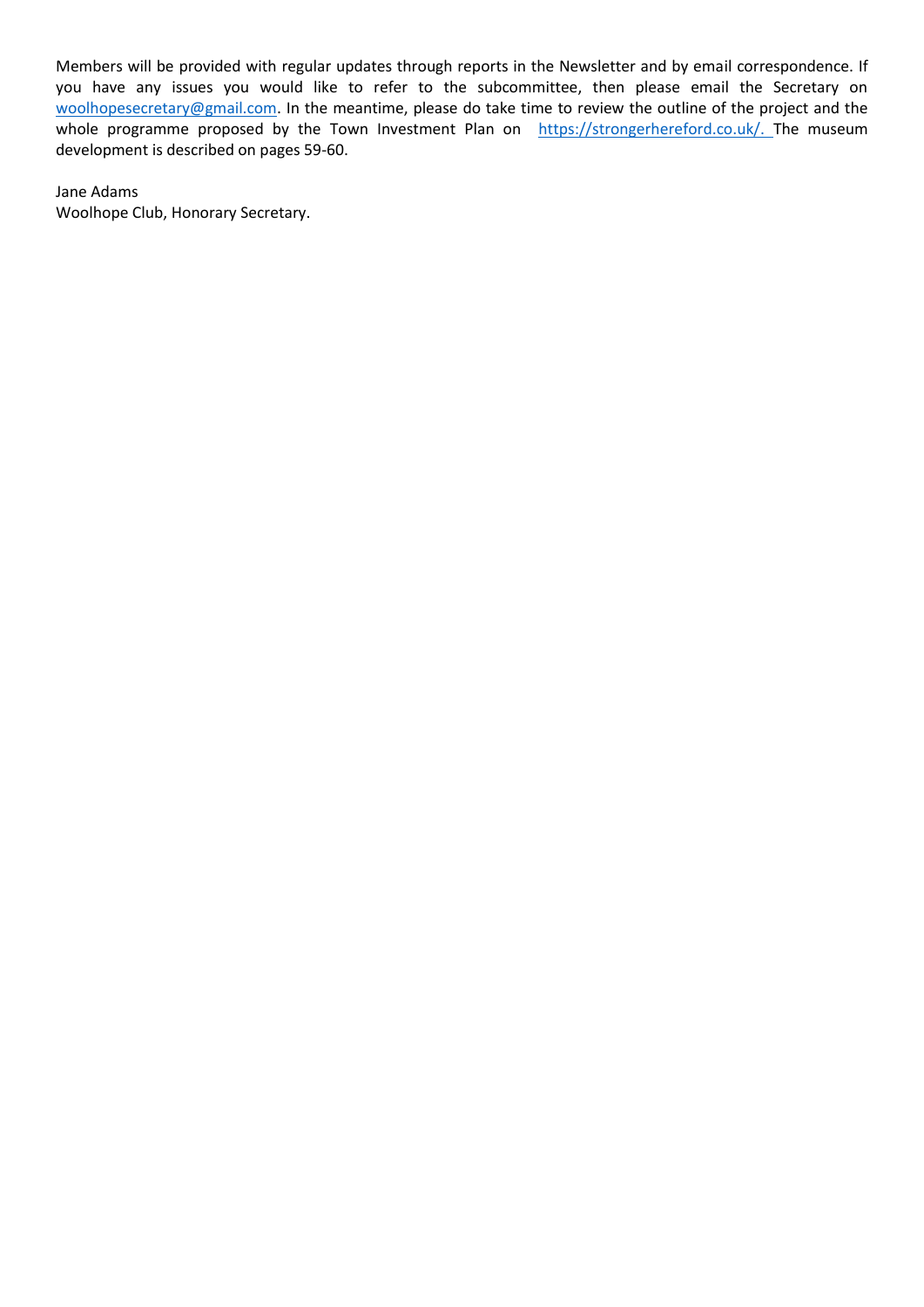Members will be provided with regular updates through reports in the Newsletter and by email correspondence. If you have any issues you would like to refer to the subcommittee, then please email the Secretary on [woolhopesecretary@gmail.com](mailto:woolhopesecretary@gmail.com). In the meantime, please do take time to review the outline of the project and the whole programme proposed by the Town Investment Plan on [https://strongerhereford.co.uk/.](https://strongerhereford.co.uk/) The museum development is described on pages 59-60.

Jane Adams
Woolhope Club, Honorary Secretary.